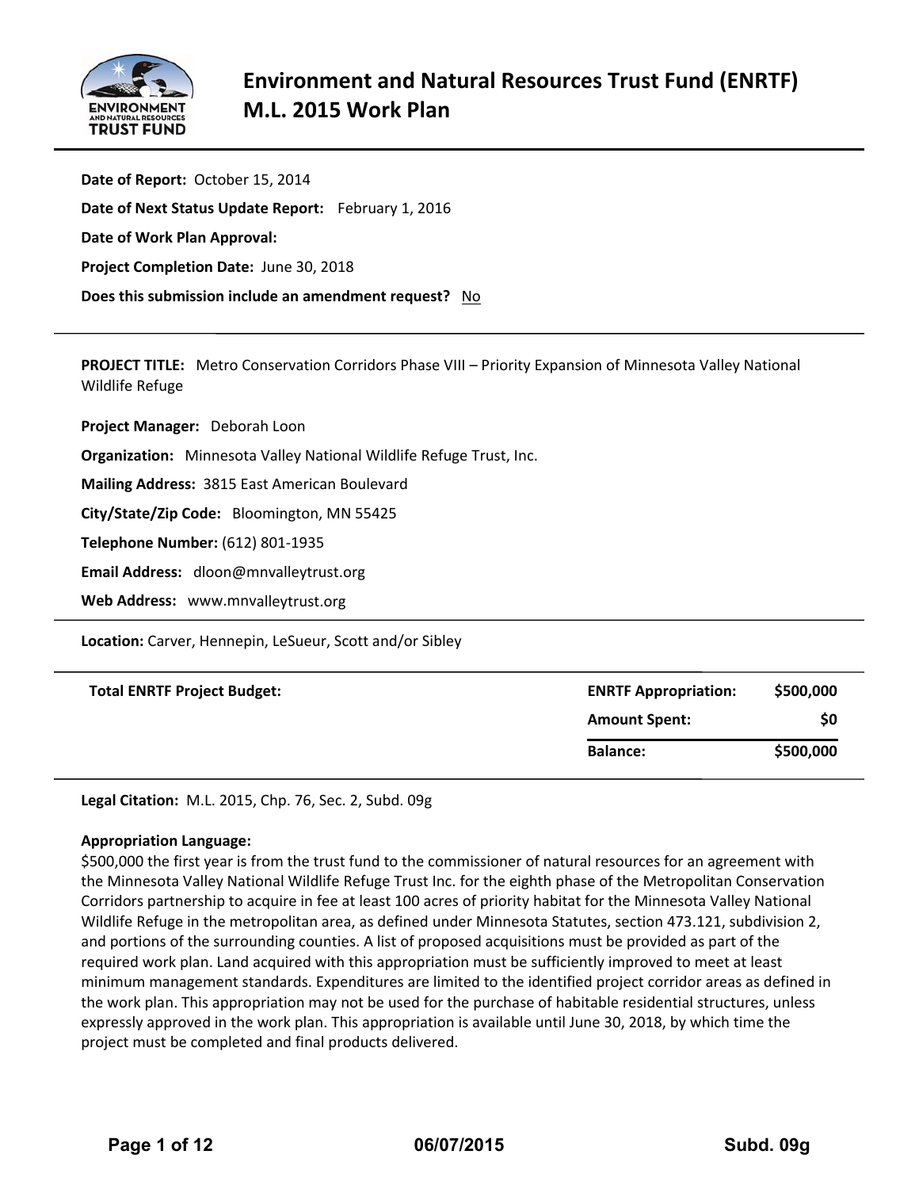# Environment and Natural Resources Trust Fund (ENRTF) M.L. 2015 Work Plan

**Date of Report:** October 15, 2014

**Date of Next Status Update Report:** February 1, 2016

**Date of Work Plan Approval:**

**Project Completion Date:** June 30, 2018

**Does this submission include an amendment request?** No

---

**PROJECT TITLE:** Metro Conservation Corridors Phase VIII – Priority Expansion of Minnesota Valley National Wildlife Refuge

**Project Manager:** Deborah Loon

**Organization:** Minnesota Valley National Wildlife Refuge Trust, Inc.

**Mailing Address:** 3815 East American Boulevard

**City/State/Zip Code:** Bloomington, MN 55425

**Telephone Number:** (612) 801-1935

**Email Address:** dloon@mnvalleytrust.org

**Web Address:** www.mnvalleytrust.org

---

**Location:** Carver, Hennepin, LeSueur, Scott and/or Sibley

---

| **Total ENRTF Project Budget:** | **ENRTF Appropriation:** | **$500,000** |
|---|---|---|
| | **Amount Spent:** | **$0** |
| | **Balance:** | **$500,000** |

---

**Legal Citation:** M.L. 2015, Chp. 76, Sec. 2, Subd. 09g

**Appropriation Language:**
$500,000 the first year is from the trust fund to the commissioner of natural resources for an agreement with the Minnesota Valley National Wildlife Refuge Trust Inc. for the eighth phase of the Metropolitan Conservation Corridors partnership to acquire in fee at least 100 acres of priority habitat for the Minnesota Valley National Wildlife Refuge in the metropolitan area, as defined under Minnesota Statutes, section 473.121, subdivision 2, and portions of the surrounding counties. A list of proposed acquisitions must be provided as part of the required work plan. Land acquired with this appropriation must be sufficiently improved to meet at least minimum management standards. Expenditures are limited to the identified project corridor areas as defined in the work plan. This appropriation may not be used for the purchase of habitable residential structures, unless expressly approved in the work plan. This appropriation is available until June 30, 2018, by which time the project must be completed and final products delivered.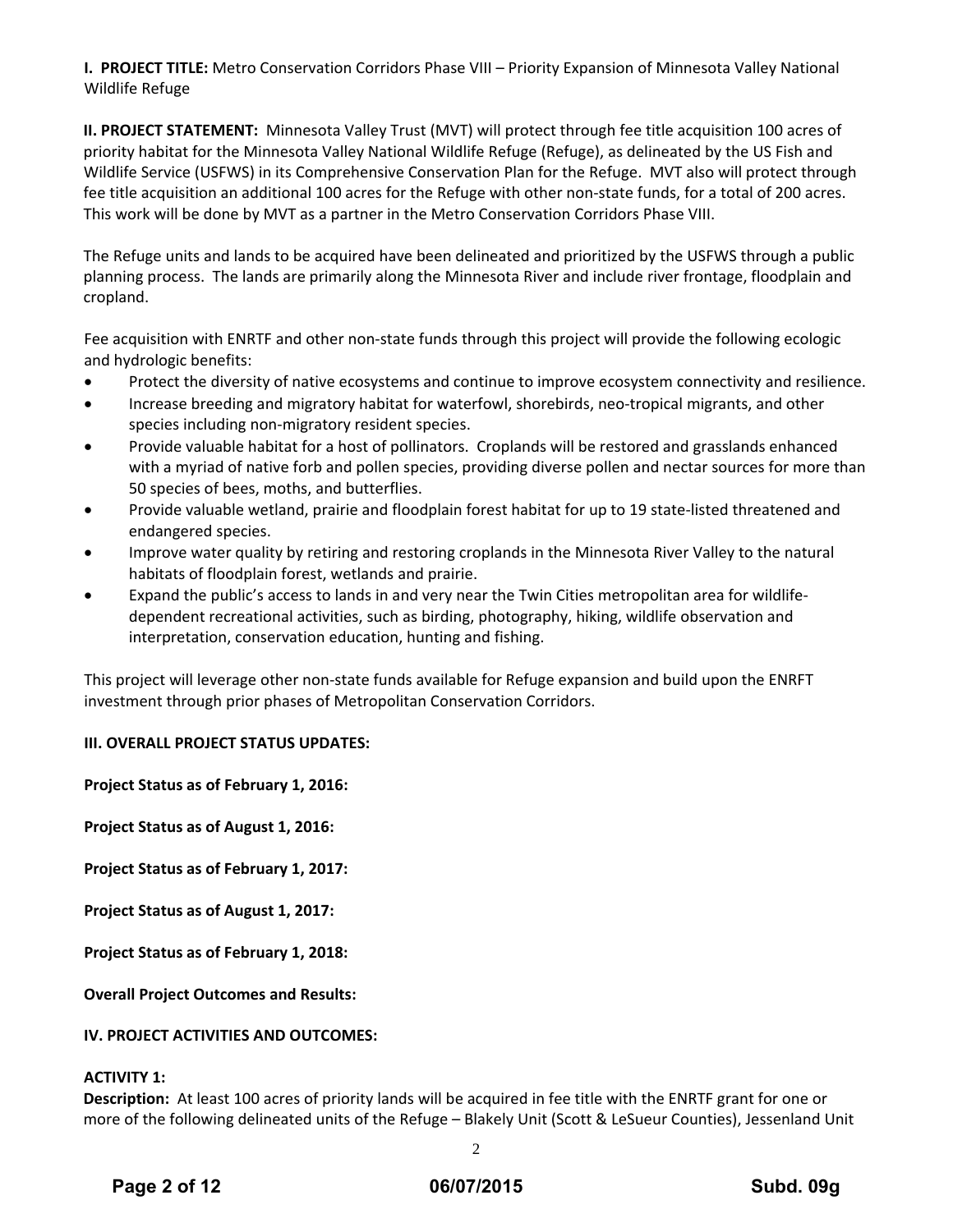**I. PROJECT TITLE:** Metro Conservation Corridors Phase VIII – Priority Expansion of Minnesota Valley National Wildlife Refuge

**II. PROJECT STATEMENT:** Minnesota Valley Trust (MVT) will protect through fee title acquisition 100 acres of priority habitat for the Minnesota Valley National Wildlife Refuge (Refuge), as delineated by the US Fish and Wildlife Service (USFWS) in its Comprehensive Conservation Plan for the Refuge. MVT also will protect through fee title acquisition an additional 100 acres for the Refuge with other non-state funds, for a total of 200 acres. This work will be done by MVT as a partner in the Metro Conservation Corridors Phase VIII.

The Refuge units and lands to be acquired have been delineated and prioritized by the USFWS through a public planning process. The lands are primarily along the Minnesota River and include river frontage, floodplain and cropland.

Fee acquisition with ENRTF and other non-state funds through this project will provide the following ecologic and hydrologic benefits:

- Protect the diversity of native ecosystems and continue to improve ecosystem connectivity and resilience.
- Increase breeding and migratory habitat for waterfowl, shorebirds, neo-tropical migrants, and other species including non-migratory resident species.
- Provide valuable habitat for a host of pollinators. Croplands will be restored and grasslands enhanced with a myriad of native forb and pollen species, providing diverse pollen and nectar sources for more than 50 species of bees, moths, and butterflies.
- Provide valuable wetland, prairie and floodplain forest habitat for up to 19 state-listed threatened and endangered species.
- Improve water quality by retiring and restoring croplands in the Minnesota River Valley to the natural habitats of floodplain forest, wetlands and prairie.
- Expand the public's access to lands in and very near the Twin Cities metropolitan area for wildlife-dependent recreational activities, such as birding, photography, hiking, wildlife observation and interpretation, conservation education, hunting and fishing.

This project will leverage other non-state funds available for Refuge expansion and build upon the ENRFT investment through prior phases of Metropolitan Conservation Corridors.

**III. OVERALL PROJECT STATUS UPDATES:**

**Project Status as of February 1, 2016:**

**Project Status as of August 1, 2016:**

**Project Status as of February 1, 2017:**

**Project Status as of August 1, 2017:**

**Project Status as of February 1, 2018:**

**Overall Project Outcomes and Results:**

**IV. PROJECT ACTIVITIES AND OUTCOMES:**

**ACTIVITY 1:**

**Description:** At least 100 acres of priority lands will be acquired in fee title with the ENRTF grant for one or more of the following delineated units of the Refuge – Blakely Unit (Scott & LeSueur Counties), Jessenland Unit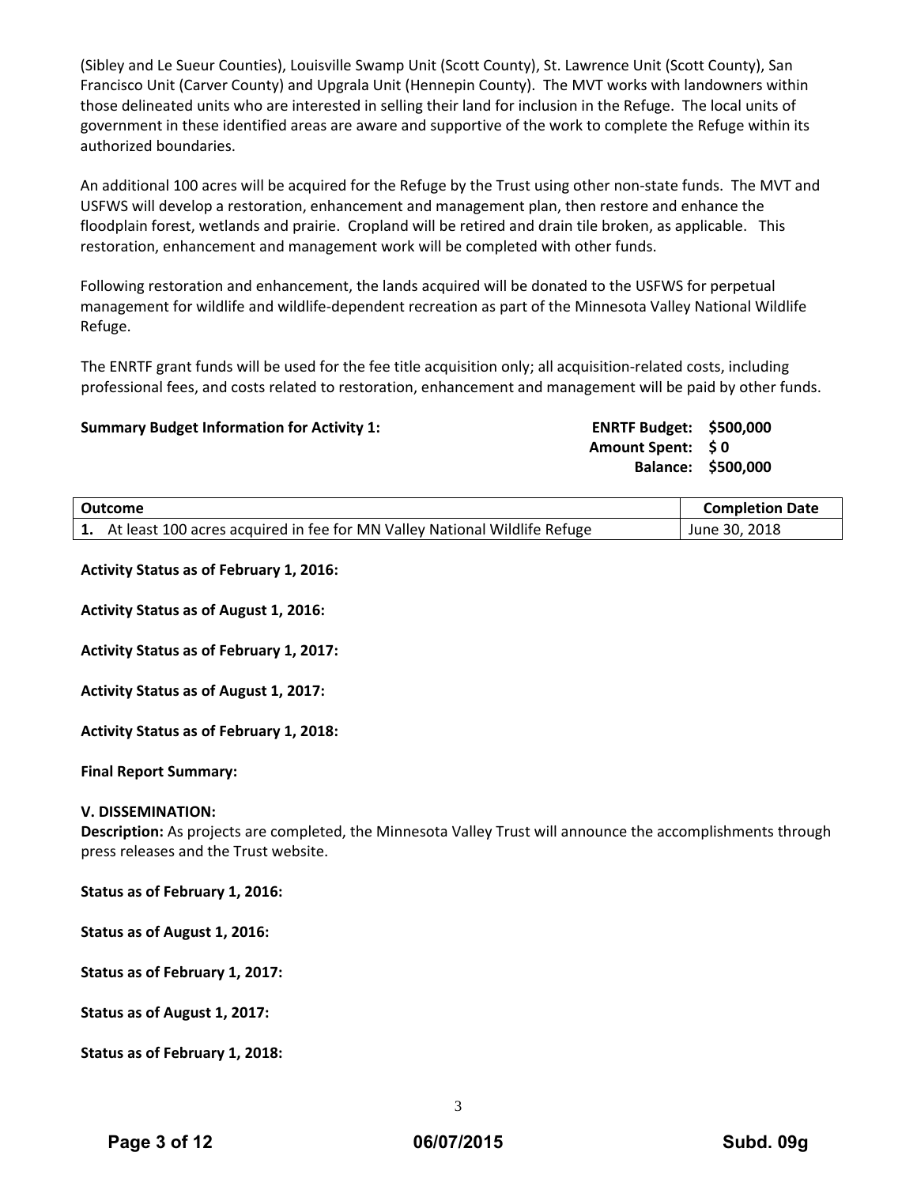(Sibley and Le Sueur Counties), Louisville Swamp Unit (Scott County), St. Lawrence Unit (Scott County), San Francisco Unit (Carver County) and Upgrala Unit (Hennepin County). The MVT works with landowners within those delineated units who are interested in selling their land for inclusion in the Refuge. The local units of government in these identified areas are aware and supportive of the work to complete the Refuge within its authorized boundaries.

An additional 100 acres will be acquired for the Refuge by the Trust using other non-state funds. The MVT and USFWS will develop a restoration, enhancement and management plan, then restore and enhance the floodplain forest, wetlands and prairie. Cropland will be retired and drain tile broken, as applicable. This restoration, enhancement and management work will be completed with other funds.

Following restoration and enhancement, the lands acquired will be donated to the USFWS for perpetual management for wildlife and wildlife-dependent recreation as part of the Minnesota Valley National Wildlife Refuge.

The ENRTF grant funds will be used for the fee title acquisition only; all acquisition-related costs, including professional fees, and costs related to restoration, enhancement and management will be paid by other funds.

**Summary Budget Information for Activity 1:** **ENRTF Budget: $500,000**
**Amount Spent: $ 0**
**Balance: $500,000**

| Outcome | Completion Date |
|---|---|
| **1.** At least 100 acres acquired in fee for MN Valley National Wildlife Refuge | June 30, 2018 |

**Activity Status as of February 1, 2016:**

**Activity Status as of August 1, 2016:**

**Activity Status as of February 1, 2017:**

**Activity Status as of August 1, 2017:**

**Activity Status as of February 1, 2018:**

**Final Report Summary:**

**V. DISSEMINATION:**
**Description:** As projects are completed, the Minnesota Valley Trust will announce the accomplishments through press releases and the Trust website.

**Status as of February 1, 2016:**

**Status as of August 1, 2016:**

**Status as of February 1, 2017:**

**Status as of August 1, 2017:**

**Status as of February 1, 2018:**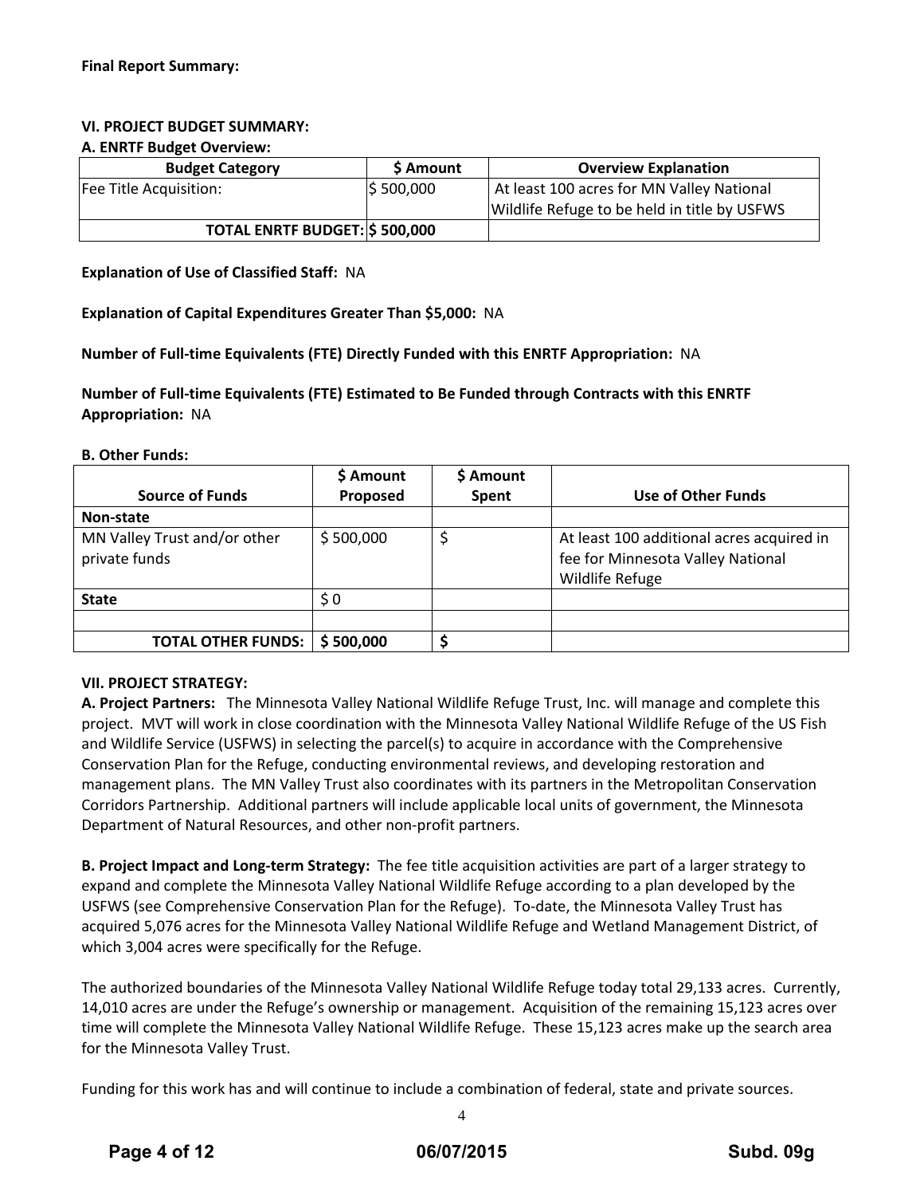**Final Report Summary:**

**VI. PROJECT BUDGET SUMMARY:**

**A. ENRTF Budget Overview:**

| Budget Category | $ Amount | Overview Explanation |
|---|---|---|
| Fee Title Acquisition: | $ 500,000 | At least 100 acres for MN Valley National Wildlife Refuge to be held in title by USFWS |
| **TOTAL ENRTF BUDGET:** | **$ 500,000** | |

**Explanation of Use of Classified Staff:** NA

**Explanation of Capital Expenditures Greater Than $5,000:** NA

**Number of Full-time Equivalents (FTE) Directly Funded with this ENRTF Appropriation:** NA

**Number of Full-time Equivalents (FTE) Estimated to Be Funded through Contracts with this ENRTF Appropriation:** NA

**B. Other Funds:**

| Source of Funds | $ Amount Proposed | $ Amount Spent | Use of Other Funds |
|---|---|---|---|
| **Non-state** | | | |
| MN Valley Trust and/or other private funds | $ 500,000 | $ | At least 100 additional acres acquired in fee for Minnesota Valley National Wildlife Refuge |
| **State** | $ 0 | | |
| | | | |
| **TOTAL OTHER FUNDS:** | **$ 500,000** | **$** | |

**VII. PROJECT STRATEGY:**

**A. Project Partners:** The Minnesota Valley National Wildlife Refuge Trust, Inc. will manage and complete this project. MVT will work in close coordination with the Minnesota Valley National Wildlife Refuge of the US Fish and Wildlife Service (USFWS) in selecting the parcel(s) to acquire in accordance with the Comprehensive Conservation Plan for the Refuge, conducting environmental reviews, and developing restoration and management plans. The MN Valley Trust also coordinates with its partners in the Metropolitan Conservation Corridors Partnership. Additional partners will include applicable local units of government, the Minnesota Department of Natural Resources, and other non-profit partners.

**B. Project Impact and Long-term Strategy:** The fee title acquisition activities are part of a larger strategy to expand and complete the Minnesota Valley National Wildlife Refuge according to a plan developed by the USFWS (see Comprehensive Conservation Plan for the Refuge). To-date, the Minnesota Valley Trust has acquired 5,076 acres for the Minnesota Valley National Wildlife Refuge and Wetland Management District, of which 3,004 acres were specifically for the Refuge.

The authorized boundaries of the Minnesota Valley National Wildlife Refuge today total 29,133 acres. Currently, 14,010 acres are under the Refuge's ownership or management. Acquisition of the remaining 15,123 acres over time will complete the Minnesota Valley National Wildlife Refuge. These 15,123 acres make up the search area for the Minnesota Valley Trust.

Funding for this work has and will continue to include a combination of federal, state and private sources.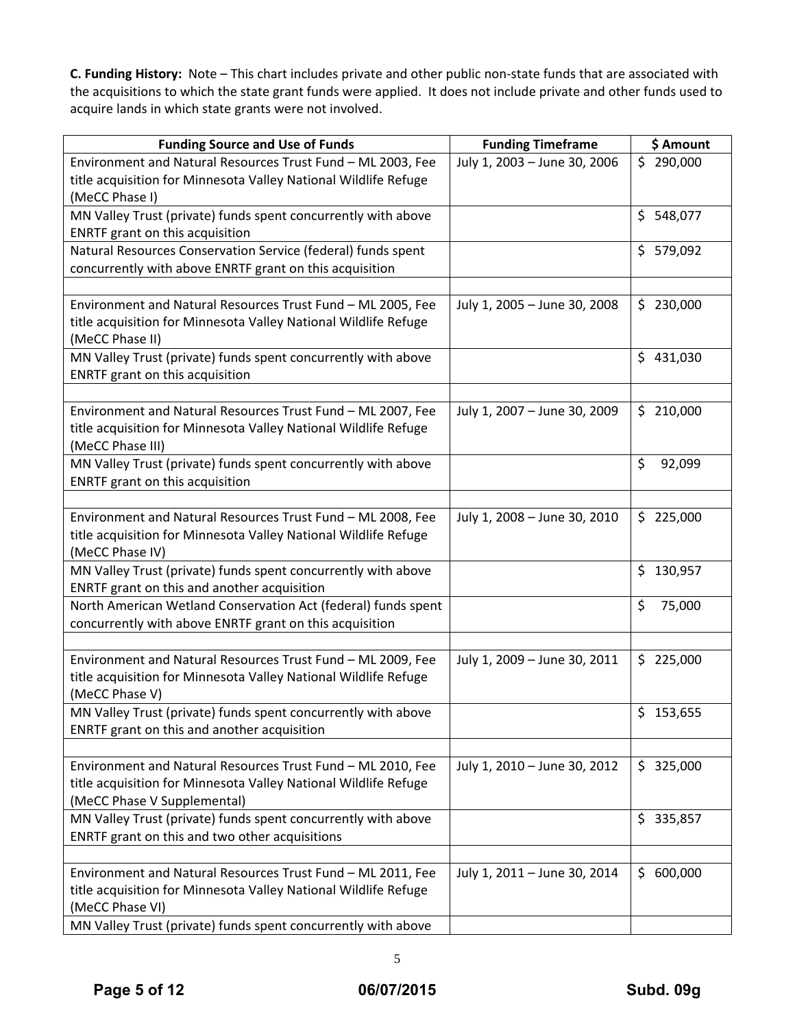**C. Funding History:** Note – This chart includes private and other public non-state funds that are associated with the acquisitions to which the state grant funds were applied. It does not include private and other funds used to acquire lands in which state grants were not involved.

| Funding Source and Use of Funds | Funding Timeframe | $ Amount |
|---|---|---|
| Environment and Natural Resources Trust Fund – ML 2003, Fee title acquisition for Minnesota Valley National Wildlife Refuge (MeCC Phase I) | July 1, 2003 – June 30, 2006 | $ 290,000 |
| MN Valley Trust (private) funds spent concurrently with above ENRTF grant on this acquisition | | $ 548,077 |
| Natural Resources Conservation Service (federal) funds spent concurrently with above ENRTF grant on this acquisition | | $ 579,092 |
| | | |
| Environment and Natural Resources Trust Fund – ML 2005, Fee title acquisition for Minnesota Valley National Wildlife Refuge (MeCC Phase II) | July 1, 2005 – June 30, 2008 | $ 230,000 |
| MN Valley Trust (private) funds spent concurrently with above ENRTF grant on this acquisition | | $ 431,030 |
| | | |
| Environment and Natural Resources Trust Fund – ML 2007, Fee title acquisition for Minnesota Valley National Wildlife Refuge (MeCC Phase III) | July 1, 2007 – June 30, 2009 | $ 210,000 |
| MN Valley Trust (private) funds spent concurrently with above ENRTF grant on this acquisition | | $ 92,099 |
| | | |
| Environment and Natural Resources Trust Fund – ML 2008, Fee title acquisition for Minnesota Valley National Wildlife Refuge (MeCC Phase IV) | July 1, 2008 – June 30, 2010 | $ 225,000 |
| MN Valley Trust (private) funds spent concurrently with above ENRTF grant on this and another acquisition | | $ 130,957 |
| North American Wetland Conservation Act (federal) funds spent concurrently with above ENRTF grant on this acquisition | | $ 75,000 |
| | | |
| Environment and Natural Resources Trust Fund – ML 2009, Fee title acquisition for Minnesota Valley National Wildlife Refuge (MeCC Phase V) | July 1, 2009 – June 30, 2011 | $ 225,000 |
| MN Valley Trust (private) funds spent concurrently with above ENRTF grant on this and another acquisition | | $ 153,655 |
| | | |
| Environment and Natural Resources Trust Fund – ML 2010, Fee title acquisition for Minnesota Valley National Wildlife Refuge (MeCC Phase V Supplemental) | July 1, 2010 – June 30, 2012 | $ 325,000 |
| MN Valley Trust (private) funds spent concurrently with above ENRTF grant on this and two other acquisitions | | $ 335,857 |
| | | |
| Environment and Natural Resources Trust Fund – ML 2011, Fee title acquisition for Minnesota Valley National Wildlife Refuge (MeCC Phase VI) | July 1, 2011 – June 30, 2014 | $ 600,000 |
| MN Valley Trust (private) funds spent concurrently with above | | |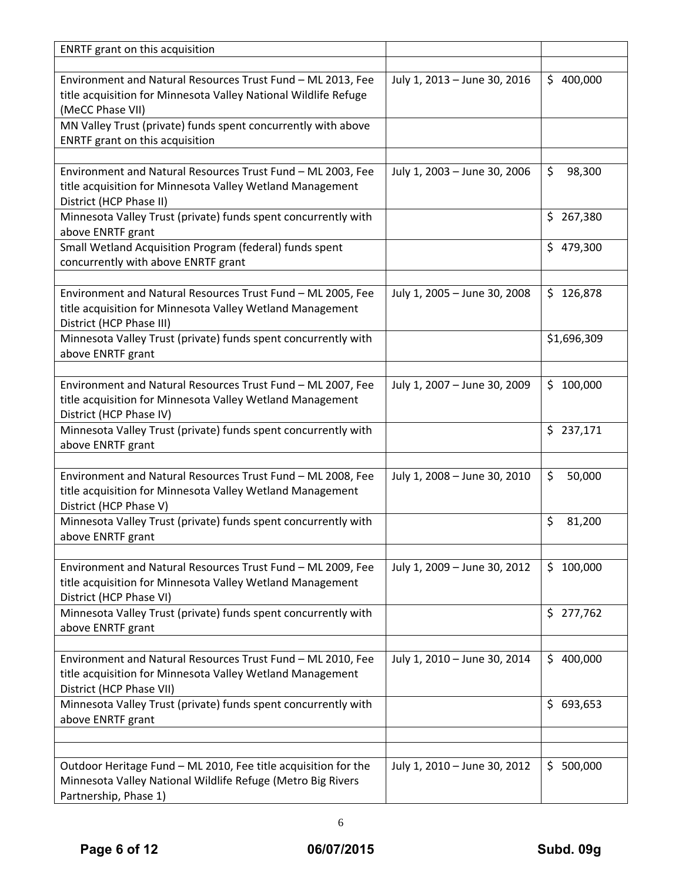| | | |
|---|---|---|
| ENRTF grant on this acquisition | | |
| | | |
| Environment and Natural Resources Trust Fund – ML 2013, Fee title acquisition for Minnesota Valley National Wildlife Refuge (MeCC Phase VII) | July 1, 2013 – June 30, 2016 | $ 400,000 |
| MN Valley Trust (private) funds spent concurrently with above ENRTF grant on this acquisition | | |
| | | |
| Environment and Natural Resources Trust Fund – ML 2003, Fee title acquisition for Minnesota Valley Wetland Management District (HCP Phase II) | July 1, 2003 – June 30, 2006 | $ 98,300 |
| Minnesota Valley Trust (private) funds spent concurrently with above ENRTF grant | | $ 267,380 |
| Small Wetland Acquisition Program (federal) funds spent concurrently with above ENRTF grant | | $ 479,300 |
| | | |
| Environment and Natural Resources Trust Fund – ML 2005, Fee title acquisition for Minnesota Valley Wetland Management District (HCP Phase III) | July 1, 2005 – June 30, 2008 | $ 126,878 |
| Minnesota Valley Trust (private) funds spent concurrently with above ENRTF grant | | $1,696,309 |
| | | |
| Environment and Natural Resources Trust Fund – ML 2007, Fee title acquisition for Minnesota Valley Wetland Management District (HCP Phase IV) | July 1, 2007 – June 30, 2009 | $ 100,000 |
| Minnesota Valley Trust (private) funds spent concurrently with above ENRTF grant | | $ 237,171 |
| | | |
| Environment and Natural Resources Trust Fund – ML 2008, Fee title acquisition for Minnesota Valley Wetland Management District (HCP Phase V) | July 1, 2008 – June 30, 2010 | $ 50,000 |
| Minnesota Valley Trust (private) funds spent concurrently with above ENRTF grant | | $ 81,200 |
| | | |
| Environment and Natural Resources Trust Fund – ML 2009, Fee title acquisition for Minnesota Valley Wetland Management District (HCP Phase VI) | July 1, 2009 – June 30, 2012 | $ 100,000 |
| Minnesota Valley Trust (private) funds spent concurrently with above ENRTF grant | | $ 277,762 |
| | | |
| Environment and Natural Resources Trust Fund – ML 2010, Fee title acquisition for Minnesota Valley Wetland Management District (HCP Phase VII) | July 1, 2010 – June 30, 2014 | $ 400,000 |
| Minnesota Valley Trust (private) funds spent concurrently with above ENRTF grant | | $ 693,653 |
| | | |
| | | |
| Outdoor Heritage Fund – ML 2010, Fee title acquisition for the Minnesota Valley National Wildlife Refuge (Metro Big Rivers Partnership, Phase 1) | July 1, 2010 – June 30, 2012 | $ 500,000 |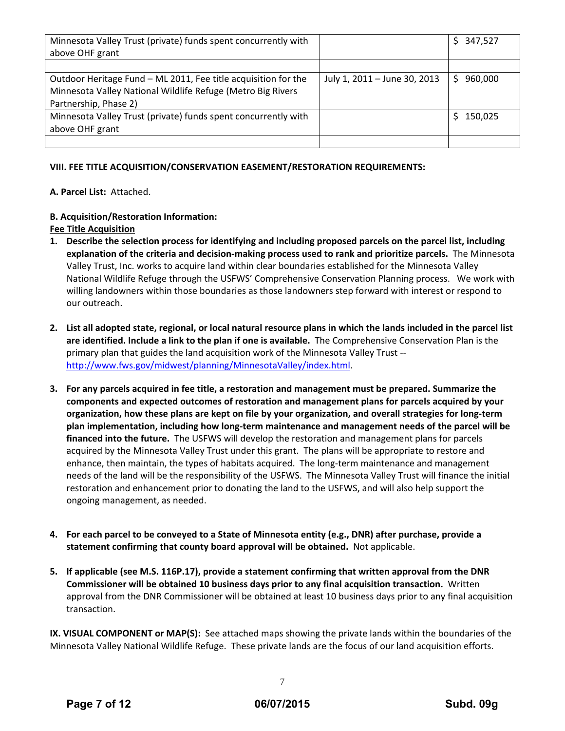| | | |
|---|---|---|
| Minnesota Valley Trust (private) funds spent concurrently with above OHF grant | | $ 347,527 |
| | | |
| Outdoor Heritage Fund – ML 2011, Fee title acquisition for the Minnesota Valley National Wildlife Refuge (Metro Big Rivers Partnership, Phase 2) | July 1, 2011 – June 30, 2013 | $ 960,000 |
| Minnesota Valley Trust (private) funds spent concurrently with above OHF grant | | $ 150,025 |
| | | |

**VIII. FEE TITLE ACQUISITION/CONSERVATION EASEMENT/RESTORATION REQUIREMENTS:**

**A. Parcel List:** Attached.

**B. Acquisition/Restoration Information:**

**Fee Title Acquisition**

1. **Describe the selection process for identifying and including proposed parcels on the parcel list, including explanation of the criteria and decision-making process used to rank and prioritize parcels.** The Minnesota Valley Trust, Inc. works to acquire land within clear boundaries established for the Minnesota Valley National Wildlife Refuge through the USFWS' Comprehensive Conservation Planning process. We work with willing landowners within those boundaries as those landowners step forward with interest or respond to our outreach.

2. **List all adopted state, regional, or local natural resource plans in which the lands included in the parcel list are identified. Include a link to the plan if one is available.** The Comprehensive Conservation Plan is the primary plan that guides the land acquisition work of the Minnesota Valley Trust -- http://www.fws.gov/midwest/planning/MinnesotaValley/index.html.

3. **For any parcels acquired in fee title, a restoration and management must be prepared. Summarize the components and expected outcomes of restoration and management plans for parcels acquired by your organization, how these plans are kept on file by your organization, and overall strategies for long-term plan implementation, including how long-term maintenance and management needs of the parcel will be financed into the future.** The USFWS will develop the restoration and management plans for parcels acquired by the Minnesota Valley Trust under this grant. The plans will be appropriate to restore and enhance, then maintain, the types of habitats acquired. The long-term maintenance and management needs of the land will be the responsibility of the USFWS. The Minnesota Valley Trust will finance the initial restoration and enhancement prior to donating the land to the USFWS, and will also help support the ongoing management, as needed.

4. **For each parcel to be conveyed to a State of Minnesota entity (e.g., DNR) after purchase, provide a statement confirming that county board approval will be obtained.** Not applicable.

5. **If applicable (see M.S. 116P.17), provide a statement confirming that written approval from the DNR Commissioner will be obtained 10 business days prior to any final acquisition transaction.** Written approval from the DNR Commissioner will be obtained at least 10 business days prior to any final acquisition transaction.

**IX. VISUAL COMPONENT or MAP(S):** See attached maps showing the private lands within the boundaries of the Minnesota Valley National Wildlife Refuge. These private lands are the focus of our land acquisition efforts.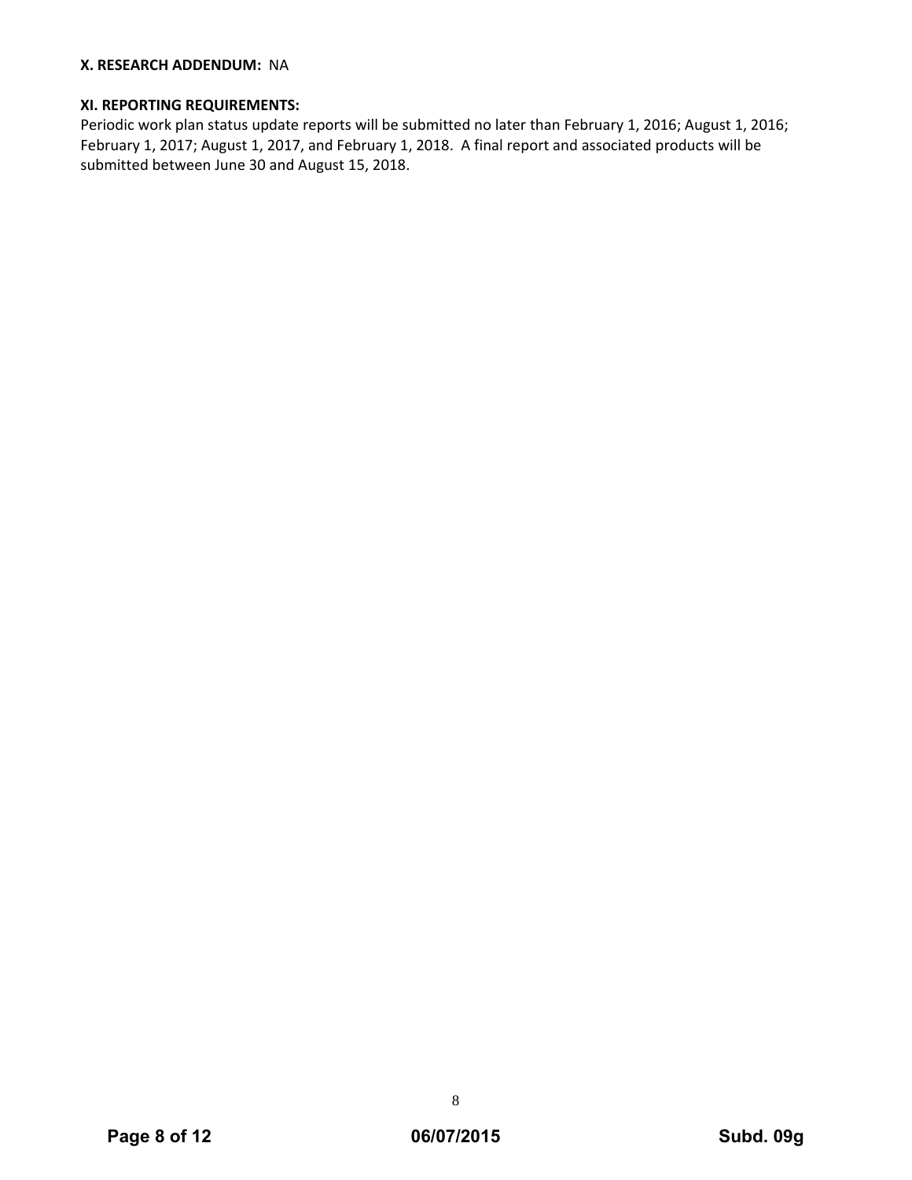**X. RESEARCH ADDENDUM:** NA

**XI. REPORTING REQUIREMENTS:**

Periodic work plan status update reports will be submitted no later than February 1, 2016; August 1, 2016; February 1, 2017; August 1, 2017, and February 1, 2018. A final report and associated products will be submitted between June 30 and August 15, 2018.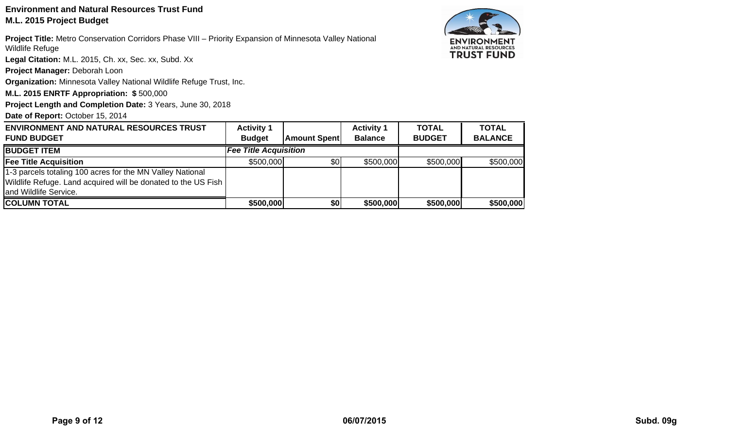**Environment and Natural Resources Trust Fund**
**M.L. 2015 Project Budget**

**Project Title:** Metro Conservation Corridors Phase VIII – Priority Expansion of Minnesota Valley National Wildlife Refuge

**Legal Citation:** M.L. 2015, Ch. xx, Sec. xx, Subd. Xx

**Project Manager:** Deborah Loon

**Organization:** Minnesota Valley National Wildlife Refuge Trust, Inc.

**M.L. 2015 ENRTF Appropriation: $** 500,000

**Project Length and Completion Date:** 3 Years, June 30, 2018

**Date of Report:** October 15, 2014

| ENVIRONMENT AND NATURAL RESOURCES TRUST FUND BUDGET | Activity 1 Budget | Amount Spent | Activity 1 Balance | TOTAL BUDGET | TOTAL BALANCE |
|---|---|---|---|---|---|
| **BUDGET ITEM** | ***Fee Title Acquisition*** | | | | |
| **Fee Title Acquisition** | \$500,000 | \$0 | \$500,000 | \$500,000 | \$500,000 |
| 1-3 parcels totaling 100 acres for the MN Valley National Wildlife Refuge. Land acquired will be donated to the US Fish and Wildlife Service. | | | | | |
| **COLUMN TOTAL** | **\$500,000** | **\$0** | **\$500,000** | **\$500,000** | **\$500,000** |

06/07/2015

Subd. 09g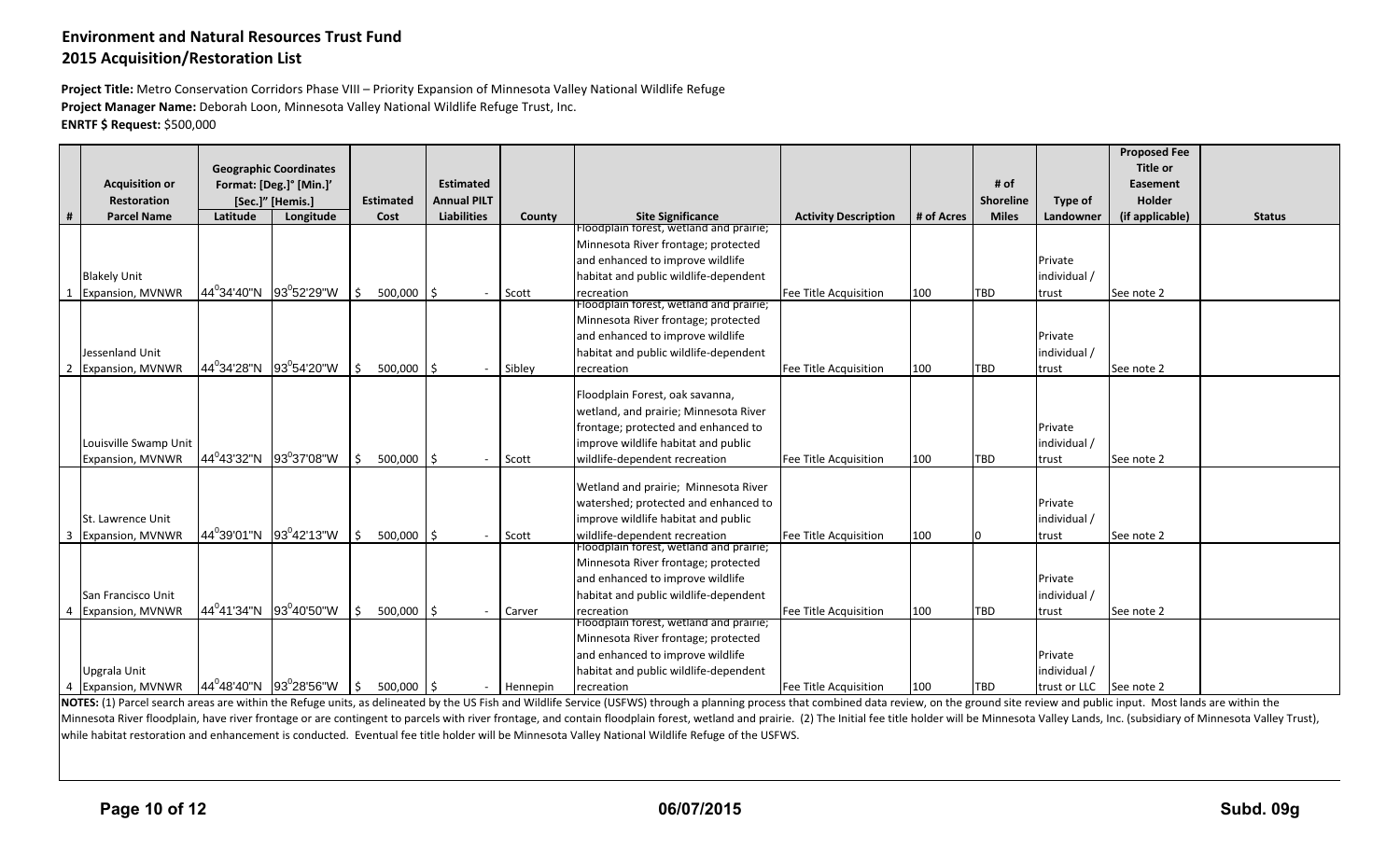# Environment and Natural Resources Trust Fund
## 2015 Acquisition/Restoration List

**Project Title:** Metro Conservation Corridors Phase VIII – Priority Expansion of Minnesota Valley National Wildlife Refuge
**Project Manager Name:** Deborah Loon, Minnesota Valley National Wildlife Refuge Trust, Inc.
**ENRTF $ Request:** $500,000

| # | Acquisition or Restoration Parcel Name | Geographic Coordinates Format: [Deg.]° [Min.]' [Sec.]" [Hemis.] Latitude | Longitude | Estimated Cost | Estimated Annual PILT Liabilities | County | Site Significance | Activity Description | # of Acres | # of Shoreline Miles | Type of Landowner | Proposed Fee Title or Easement Holder (if applicable) | Status |
|---|---|---|---|---|---|---|---|---|---|---|---|---|---|
| 1 | Blakely Unit Expansion, MVNWR | 44°34'40"N | 93°52'29"W | $ 500,000 | $ - | Scott | Floodplain forest, wetland and prairie; Minnesota River frontage; protected and enhanced to improve wildlife habitat and public wildlife-dependent recreation | Fee Title Acquisition | 100 | TBD | Private individual / trust | See note 2 | |
| 2 | Jessenland Unit Expansion, MVNWR | 44°34'28"N | 93°54'20"W | $ 500,000 | $ - | Sibley | Floodplain forest, wetland and prairie; Minnesota River frontage; protected and enhanced to improve wildlife habitat and public wildlife-dependent recreation | Fee Title Acquisition | 100 | TBD | Private individual / trust | See note 2 | |
| | Louisville Swamp Unit Expansion, MVNWR | 44°43'32"N | 93°37'08"W | $ 500,000 | $ - | Scott | Floodplain Forest, oak savanna, wetland, and prairie; Minnesota River frontage; protected and enhanced to improve wildlife habitat and public wildlife-dependent recreation | Fee Title Acquisition | 100 | TBD | Private individual / trust | See note 2 | |
| 3 | St. Lawrence Unit Expansion, MVNWR | 44°39'01"N | 93°42'13"W | $ 500,000 | $ - | Scott | Wetland and prairie; Minnesota River watershed; protected and enhanced to improve wildlife habitat and public wildlife-dependent recreation | Fee Title Acquisition | 100 | 0 | Private individual / trust | See note 2 | |
| 4 | San Francisco Unit Expansion, MVNWR | 44°41'34"N | 93°40'50"W | $ 500,000 | $ - | Carver | Floodplain forest, wetland and prairie; Minnesota River frontage; protected and enhanced to improve wildlife habitat and public wildlife-dependent recreation | Fee Title Acquisition | 100 | TBD | Private individual / trust | See note 2 | |
| 4 | Upgrala Unit Expansion, MVNWR | 44°48'40"N | 93°28'56"W | $ 500,000 | $ - | Hennepin | Floodplain forest, wetland and prairie; Minnesota River frontage; protected and enhanced to improve wildlife habitat and public wildlife-dependent recreation | Fee Title Acquisition | 100 | TBD | Private individual / trust or LLC | See note 2 | |

**NOTES:** (1) Parcel search areas are within the Refuge units, as delineated by the US Fish and Wildlife Service (USFWS) through a planning process that combined data review, on the ground site review and public input. Most lands are within the Minnesota River floodplain, have river frontage or are contingent to parcels with river frontage, and contain floodplain forest, wetland and prairie. (2) The Initial fee title holder will be Minnesota Valley Lands, Inc. (subsidiary of Minnesota Valley Trust), while habitat restoration and enhancement is conducted. Eventual fee title holder will be Minnesota Valley National Wildlife Refuge of the USFWS.

06/07/2015

Subd. 09g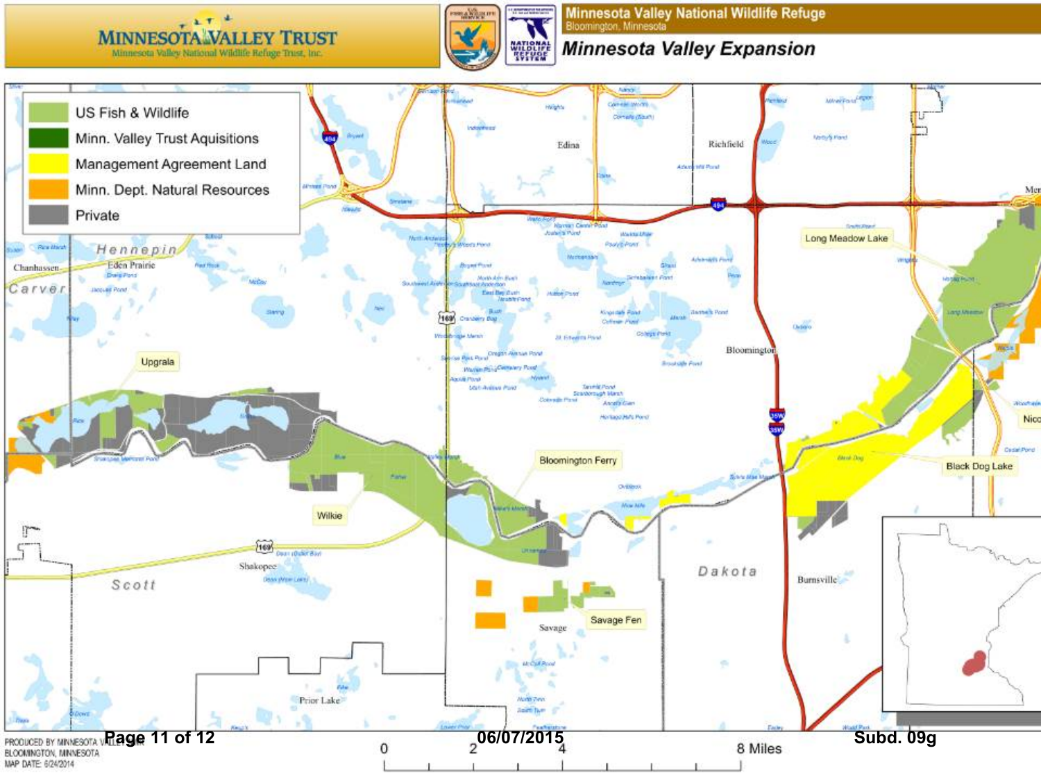# Minnesota Valley Trust

Minnesota Valley National Wildlife Refuge Trust, Inc.

## Minnesota Valley National Wildlife Refuge

Bloomington, Minnesota

## Minnesota Valley Expansion

- US Fish & Wildlife
- Minn. Valley Trust Aquisitions
- Management Agreement Land
- Minn. Dept. Natural Resources
- Private

Hennepin, Carver, Scott, Dakota

Edina, Richfield, Bloomington, Eden Prairie, Chanhassen, Shakopee, Savage, Prior Lake, Burnsville

Upgrala, Wilkie, Bloomington Ferry, Savage Fen, Long Meadow Lake, Black Dog Lake

0 2 4 8 Miles

PRODUCED BY MINNESOTA VALLEY TRUST
BLOOMINGTON, MINNESOTA
MAP DATE: 6/24/2014

06/07/2015

Subd. 09g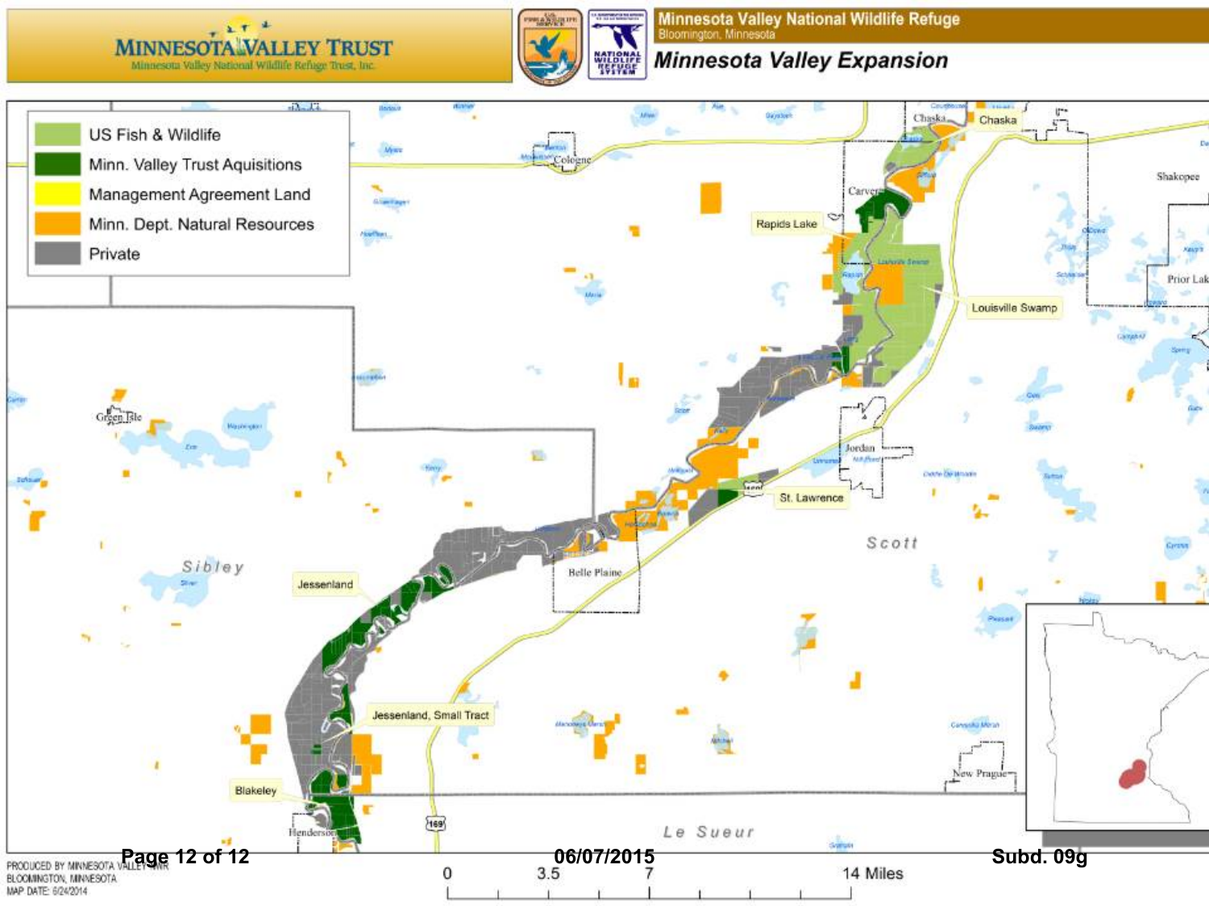MINNESOTA VALLEY TRUST

Minnesota Valley National Wildlife Refuge Trust, Inc.

# Minnesota Valley National Wildlife Refuge

Bloomington, Minnesota

## Minnesota Valley Expansion

- US Fish & Wildlife
- Minn. Valley Trust Aquisitions
- Management Agreement Land
- Minn. Dept. Natural Resources
- Private

Chaska

Carver

Rapids Lake

Louisville Swamp

Jordan

St. Lawrence

Belle Plaine

Scott

Sibley

Green Isle

Jessenland

Jessenland, Small Tract

Blakeley

Henderson

Le Sueur

Cologne

Shakopee

Prior Lake

New Prague

0 3.5 7 14 Miles

PRODUCED BY MINNESOTA VALLEY NWR
BLOOMINGTON, MINNESOTA
MAP DATE: 6/24/2014

06/07/2015

Subd. 09g